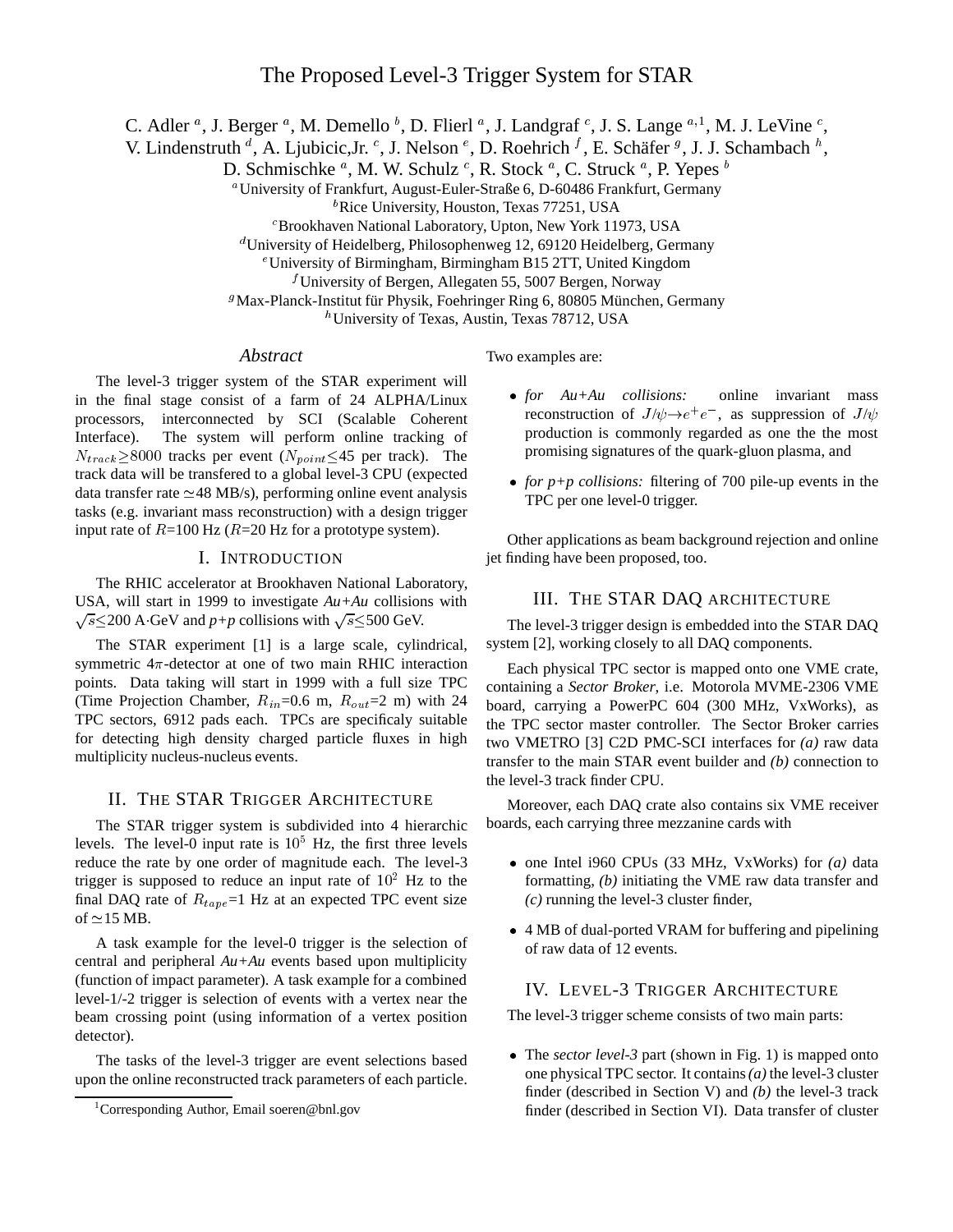# The Proposed Level-3 Trigger System for STAR

C. Adler [a], J. Berger [a], M. Demello [b], D. Flierl [a], J. Landgraf [c], J. S. Lange [a,1], M. J. LeVine [c], V. Lindenstruth [d], A. Ljubicic,Jr. [c], J. Nelson [e], D. Roehrich [f], E. Schäfer [g], J. J. Schambach [h], D. Schmischke [a], M. W. Schulz [c], R. Stock [a], C. Struck [a], P. Yepes [b]

[a] University of Frankfurt, August-Euler-Straße 6, D-60486 Frankfurt, Germany
[b] Rice University, Houston, Texas 77251, USA
[c] Brookhaven National Laboratory, Upton, New York 11973, USA
[d] University of Heidelberg, Philosophenweg 12, 69120 Heidelberg, Germany
[e] University of Birmingham, Birmingham B15 2TT, United Kingdom
[f] University of Bergen, Allegaten 55, 5007 Bergen, Norway
[g] Max-Planck-Institut für Physik, Foehringer Ring 6, 80805 München, Germany
[h] University of Texas, Austin, Texas 78712, USA

### *Abstract*

The level-3 trigger system of the STAR experiment will in the final stage consist of a farm of 24 ALPHA/Linux processors, interconnected by SCI (Scalable Coherent Interface). The system will perform online tracking of $N_{track}\geq 8000$ tracks per event ($N_{point}\leq 45$ per track). The track data will be transfered to a global level-3 CPU (expected data transfer rate $\simeq$48 MB/s), performing online event analysis tasks (e.g. invariant mass reconstruction) with a design trigger input rate of $R$=100 Hz ($R$=20 Hz for a prototype system).

## I. Introduction

The RHIC accelerator at Brookhaven National Laboratory, USA, will start in 1999 to investigate *Au+Au* collisions with $\sqrt{s}\leq$200 A·GeV and *p+p* collisions with $\sqrt{s}\leq$500 GeV.

The STAR experiment [1] is a large scale, cylindrical, symmetric 4$\pi$-detector at one of two main RHIC interaction points. Data taking will start in 1999 with a full size TPC (Time Projection Chamber, $R_{in}$=0.6 m, $R_{out}$=2 m) with 24 TPC sectors, 6912 pads each. TPCs are specificaly suitable for detecting high density charged particle fluxes in high multiplicity nucleus-nucleus events.

## II. The STAR Trigger Architecture

The STAR trigger system is subdivided into 4 hierarchic levels. The level-0 input rate is $10^5$ Hz, the first three levels reduce the rate by one order of magnitude each. The level-3 trigger is supposed to reduce an input rate of $10^2$ Hz to the final DAQ rate of $R_{tape}$=1 Hz at an expected TPC event size of $\simeq$15 MB.

A task example for the level-0 trigger is the selection of central and peripheral *Au+Au* events based upon multiplicity (function of impact parameter). A task example for a combined level-1/-2 trigger is selection of events with a vertex near the beam crossing point (using information of a vertex position detector).

The tasks of the level-3 trigger are event selections based upon the online reconstructed track parameters of each particle. Two examples are:

- *for Au+Au collisions:* online invariant mass reconstruction of $J/\psi\to e^+e^-$, as suppression of $J/\psi$ production is commonly regarded as one the the most promising signatures of the quark-gluon plasma, and
- *for p+p collisions:* filtering of 700 pile-up events in the TPC per one level-0 trigger.

Other applications as beam background rejection and online jet finding have been proposed, too.

## III. The STAR DAQ architecture

The level-3 trigger design is embedded into the STAR DAQ system [2], working closely to all DAQ components.

Each physical TPC sector is mapped onto one VME crate, containing a *Sector Broker*, i.e. Motorola MVME-2306 VME board, carrying a PowerPC 604 (300 MHz, VxWorks), as the TPC sector master controller. The Sector Broker carries two VMETRO [3] C2D PMC-SCI interfaces for *(a)* raw data transfer to the main STAR event builder and *(b)* connection to the level-3 track finder CPU.

Moreover, each DAQ crate also contains six VME receiver boards, each carrying three mezzanine cards with

- one Intel i960 CPUs (33 MHz, VxWorks) for *(a)* data formatting, *(b)* initiating the VME raw data transfer and *(c)* running the level-3 cluster finder,
- 4 MB of dual-ported VRAM for buffering and pipelining of raw data of 12 events.

## IV. Level-3 Trigger Architecture

The level-3 trigger scheme consists of two main parts:

- The *sector level-3* part (shown in Fig. 1) is mapped onto one physical TPC sector. It contains *(a)* the level-3 cluster finder (described in Section V) and *(b)* the level-3 track finder (described in Section VI). Data transfer of cluster

[1] Corresponding Author, Email soeren@bnl.gov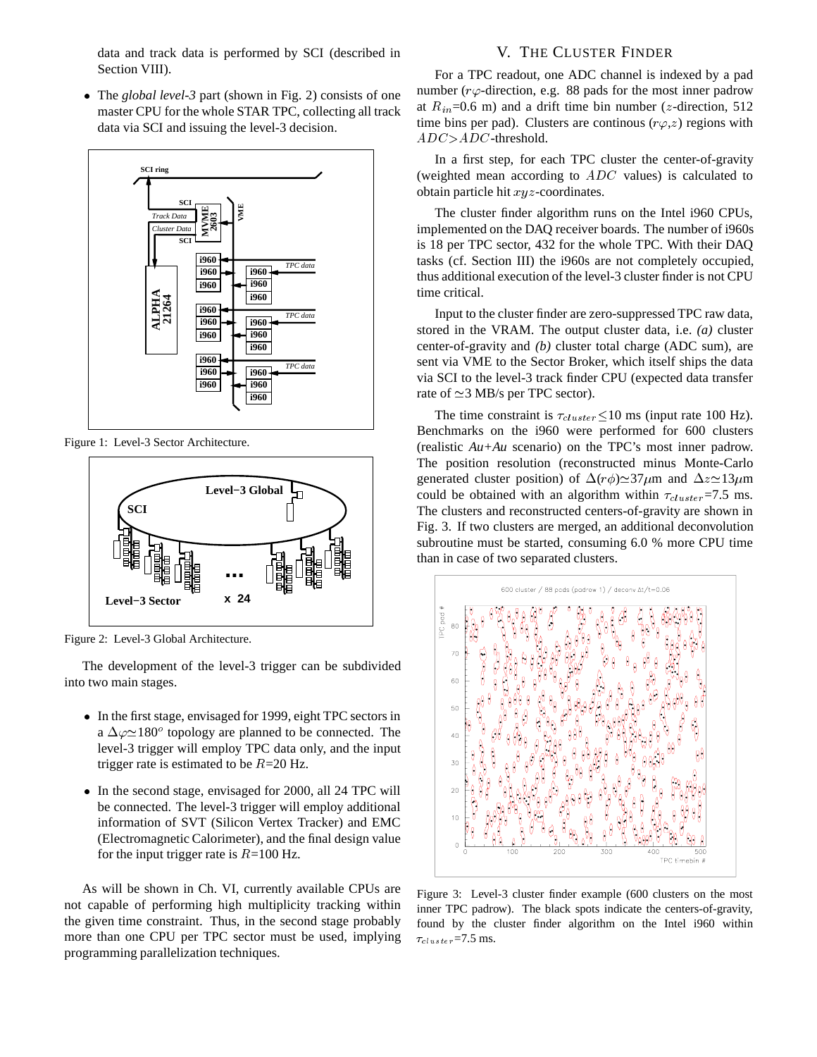data and track data is performed by SCI (described in Section VIII).

- The *global level-3* part (shown in Fig. 2) consists of one master CPU for the whole STAR TPC, collecting all track data via SCI and issuing the level-3 decision.

Figure 1: Level-3 Sector Architecture.

Figure 2: Level-3 Global Architecture.

The development of the level-3 trigger can be subdivided into two main stages.

- In the first stage, envisaged for 1999, eight TPC sectors in a $\Delta\varphi \simeq 180^o$ topology are planned to be connected. The level-3 trigger will employ TPC data only, and the input trigger rate is estimated to be $R$=20 Hz.
- In the second stage, envisaged for 2000, all 24 TPC will be connected. The level-3 trigger will employ additional information of SVT (Silicon Vertex Tracker) and EMC (Electromagnetic Calorimeter), and the final design value for the input trigger rate is $R$=100 Hz.

As will be shown in Ch. VI, currently available CPUs are not capable of performing high multiplicity tracking within the given time constraint. Thus, in the second stage probably more than one CPU per TPC sector must be used, implying programming parallelization techniques.

## V. The Cluster Finder

For a TPC readout, one ADC channel is indexed by a pad number ($r\varphi$-direction, e.g. 88 pads for the most inner padrow at $R_{in}$=0.6 m) and a drift time bin number ($z$-direction, 512 time bins per pad). Clusters are continous ($r\varphi$,$z$) regions with $ADC > ADC$-threshold.

In a first step, for each TPC cluster the center-of-gravity (weighted mean according to $ADC$ values) is calculated to obtain particle hit $xyz$-coordinates.

The cluster finder algorithm runs on the Intel i960 CPUs, implemented on the DAQ receiver boards. The number of i960s is 18 per TPC sector, 432 for the whole TPC. With their DAQ tasks (cf. Section III) the i960s are not completely occupied, thus additional execution of the level-3 cluster finder is not CPU time critical.

Input to the cluster finder are zero-suppressed TPC raw data, stored in the VRAM. The output cluster data, i.e. *(a)* cluster center-of-gravity and *(b)* cluster total charge (ADC sum), are sent via VME to the Sector Broker, which itself ships the data via SCI to the level-3 track finder CPU (expected data transfer rate of $\simeq$3 MB/s per TPC sector).

The time constraint is $\tau_{cluster} \leq$10 ms (input rate 100 Hz). Benchmarks on the i960 were performed for 600 clusters (realistic *Au+Au* scenario) on the TPC's most inner padrow. The position resolution (reconstructed minus Monte-Carlo generated cluster position) of $\Delta(r\phi) \simeq 37\mu$m and $\Delta z \simeq 13\mu$m could be obtained with an algorithm within $\tau_{cluster}$=7.5 ms. The clusters and reconstructed centers-of-gravity are shown in Fig. 3. If two clusters are merged, an additional deconvolution subroutine must be started, consuming 6.0 % more CPU time than in case of two separated clusters.

Figure 3: Level-3 cluster finder example (600 clusters on the most inner TPC padrow). The black spots indicate the centers-of-gravity, found by the cluster finder algorithm on the Intel i960 within $\tau_{cluster}$=7.5 ms.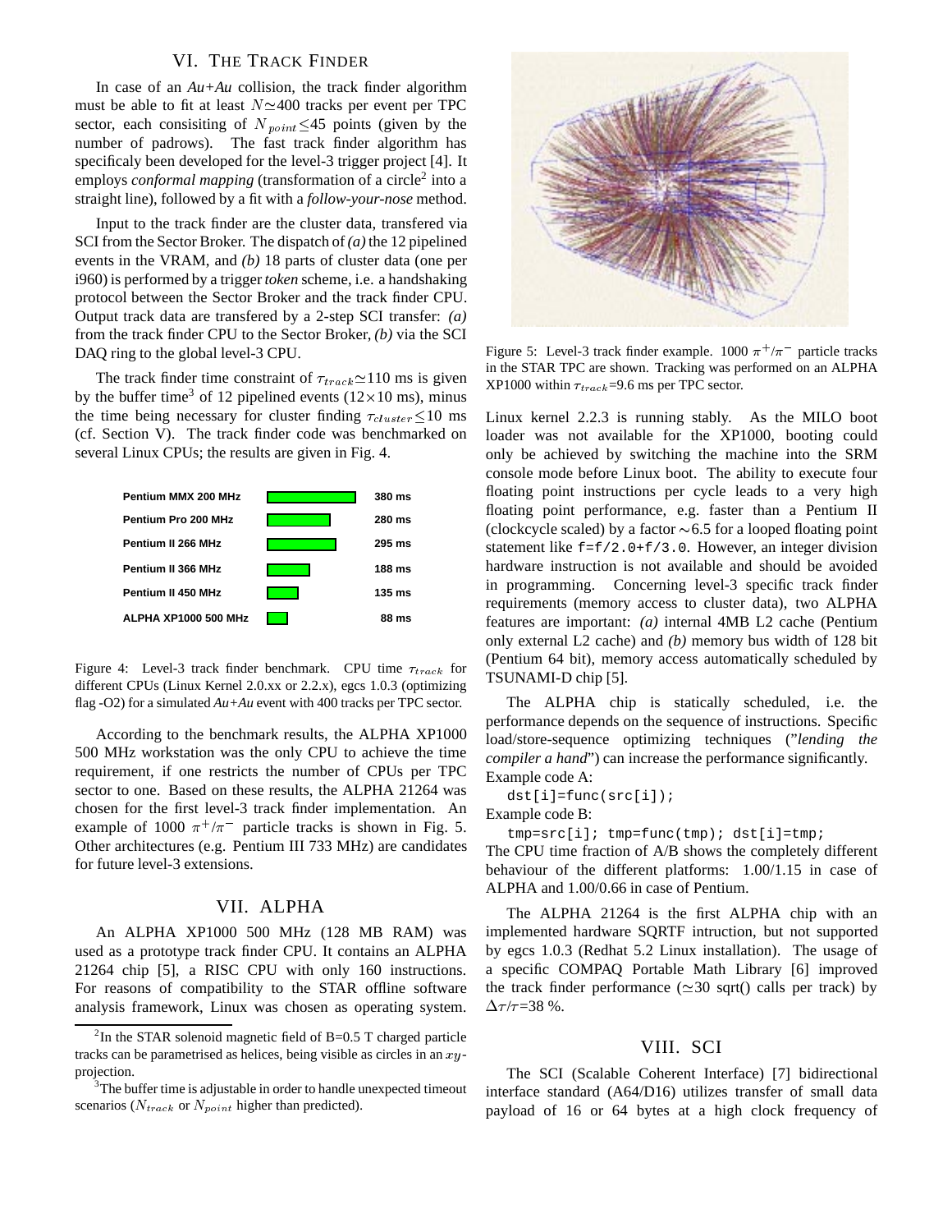## VI. The Track Finder

In case of an *Au+Au* collision, the track finder algorithm must be able to fit at least $N \simeq 400$ tracks per event per TPC sector, each consisiting of $N_{point} \leq 45$ points (given by the number of padrows). The fast track finder algorithm has specificaly been developed for the level-3 trigger project [4]. It employs *conformal mapping* (transformation of a circle[2] into a straight line), followed by a fit with a *follow-your-nose* method.

Input to the track finder are the cluster data, transfered via SCI from the Sector Broker. The dispatch of *(a)* the 12 pipelined events in the VRAM, and *(b)* 18 parts of cluster data (one per i960) is performed by a trigger *token* scheme, i.e. a handshaking protocol between the Sector Broker and the track finder CPU. Output track data are transfered by a 2-step SCI transfer: *(a)* from the track finder CPU to the Sector Broker, *(b)* via the SCI DAQ ring to the global level-3 CPU.

The track finder time constraint of $\tau_{track} \simeq 110$ ms is given by the buffer time[3] of 12 pipelined events ($12 \times 10$ ms), minus the time being necessary for cluster finding $\tau_{cluster} \leq 10$ ms (cf. Section V). The track finder code was benchmarked on several Linux CPUs; the results are given in Fig. 4.

| CPU | $\tau_{track}$ |
|---|---|
| Pentium MMX 200 MHz | 380 ms |
| Pentium Pro 200 MHz | 280 ms |
| Pentium II 266 MHz | 295 ms |
| Pentium II 366 MHz | 188 ms |
| Pentium II 450 MHz | 135 ms |
| ALPHA XP1000 500 MHz | 88 ms |

Figure 4: Level-3 track finder benchmark. CPU time $\tau_{track}$ for different CPUs (Linux Kernel 2.0.xx or 2.2.x), egcs 1.0.3 (optimizing flag -O2) for a simulated *Au+Au* event with 400 tracks per TPC sector.

According to the benchmark results, the ALPHA XP1000 500 MHz workstation was the only CPU to achieve the time requirement, if one restricts the number of CPUs per TPC sector to one. Based on these results, the ALPHA 21264 was chosen for the first level-3 track finder implementation. An example of 1000 $\pi^+/\pi^-$ particle tracks is shown in Fig. 5. Other architectures (e.g. Pentium III 733 MHz) are candidates for future level-3 extensions.

## VII. ALPHA

An ALPHA XP1000 500 MHz (128 MB RAM) was used as a prototype track finder CPU. It contains an ALPHA 21264 chip [5], a RISC CPU with only 160 instructions. For reasons of compatibility to the STAR offline software analysis framework, Linux was chosen as operating system.

Figure 5: Level-3 track finder example. 1000 $\pi^+/\pi^-$ particle tracks in the STAR TPC are shown. Tracking was performed on an ALPHA XP1000 within $\tau_{track}$=9.6 ms per TPC sector.

Linux kernel 2.2.3 is running stably. As the MILO boot loader was not available for the XP1000, booting could only be achieved by switching the machine into the SRM console mode before Linux boot. The ability to execute four floating point instructions per cycle leads to a very high floating point performance, e.g. faster than a Pentium II (clockcycle scaled) by a factor $\sim$6.5 for a looped floating point statement like `f=f/2.0+f/3.0`. However, an integer division hardware instruction is not available and should be avoided in programming. Concerning level-3 specific track finder requirements (memory access to cluster data), two ALPHA features are important: *(a)* internal 4MB L2 cache (Pentium only external L2 cache) and *(b)* memory bus width of 128 bit (Pentium 64 bit), memory access automatically scheduled by TSUNAMI-D chip [5].

The ALPHA chip is statically scheduled, i.e. the performance depends on the sequence of instructions. Specific load/store-sequence optimizing techniques ("*lending the compiler a hand*") can increase the performance significantly.

Example code A:

```
dst[i]=func(src[i]);
```

Example code B:

```
tmp=src[i]; tmp=func(tmp); dst[i]=tmp;
```

The CPU time fraction of A/B shows the completely different behaviour of the different platforms: 1.00/1.15 in case of ALPHA and 1.00/0.66 in case of Pentium.

The ALPHA 21264 is the first ALPHA chip with an implemented hardware SQRTF intruction, but not supported by egcs 1.0.3 (Redhat 5.2 Linux installation). The usage of a specific COMPAQ Portable Math Library [6] improved the track finder performance ($\simeq$30 sqrt() calls per track) by $\Delta\tau/\tau$=38 %.

## VIII. SCI

The SCI (Scalable Coherent Interface) [7] bidirectional interface standard (A64/D16) utilizes transfer of small data payload of 16 or 64 bytes at a high clock frequency of

---

[2] In the STAR solenoid magnetic field of B=0.5 T charged particle tracks can be parametrised as helices, being visible as circles in an $xy$-projection.

[3] The buffer time is adjustable in order to handle unexpected timeout scenarios ($N_{track}$ or $N_{point}$ higher than predicted).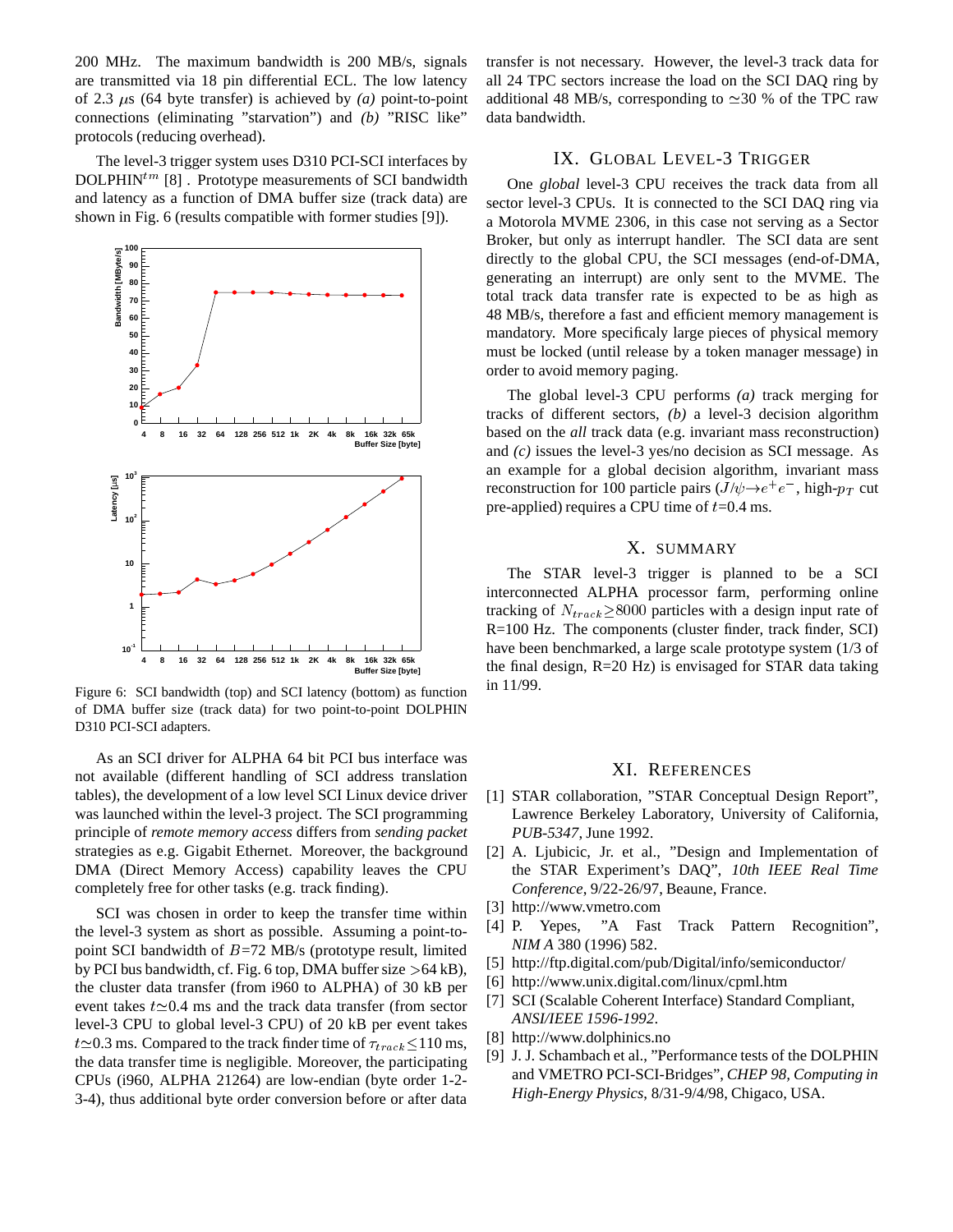200 MHz. The maximum bandwidth is 200 MB/s, signals are transmitted via 18 pin differential ECL. The low latency of 2.3 $\mu$s (64 byte transfer) is achieved by *(a)* point-to-point connections (eliminating "starvation") and *(b)* "RISC like" protocols (reducing overhead).

The level-3 trigger system uses D310 PCI-SCI interfaces by DOLPHIN$^{tm}$ [8] . Prototype measurements of SCI bandwidth and latency as a function of DMA buffer size (track data) are shown in Fig. 6 (results compatible with former studies [9]).

Bandwidth [MByte/s]
0 10 20 30 40 50 60 70 80 90 100
4 8 16 32 64 128 256 512 1k 2K 4k 8k 16k 32k 65k
Buffer Size [byte]

Latency [µs]
$10^{-1}$ 1 10 $10^2$ $10^3$
4 8 16 32 64 128 256 512 1k 2K 4k 8k 16k 32k 65k
Buffer Size [byte]

Figure 6: SCI bandwidth (top) and SCI latency (bottom) as function of DMA buffer size (track data) for two point-to-point DOLPHIN D310 PCI-SCI adapters.

As an SCI driver for ALPHA 64 bit PCI bus interface was not available (different handling of SCI address translation tables), the development of a low level SCI Linux device driver was launched within the level-3 project. The SCI programming principle of *remote memory access* differs from *sending packet* strategies as e.g. Gigabit Ethernet. Moreover, the background DMA (Direct Memory Access) capability leaves the CPU completely free for other tasks (e.g. track finding).

SCI was chosen in order to keep the transfer time within the level-3 system as short as possible. Assuming a point-to-point SCI bandwidth of $B$=72 MB/s (prototype result, limited by PCI bus bandwidth, cf. Fig. 6 top, DMA buffer size >64 kB), the cluster data transfer (from i960 to ALPHA) of 30 kB per event takes $t\simeq$0.4 ms and the track data transfer (from sector level-3 CPU to global level-3 CPU) of 20 kB per event takes $t\simeq$0.3 ms. Compared to the track finder time of $\tau_{track}\leq$110 ms, the data transfer time is negligible. Moreover, the participating CPUs (i960, ALPHA 21264) are low-endian (byte order 1-2-3-4), thus additional byte order conversion before or after data transfer is not necessary. However, the level-3 track data for all 24 TPC sectors increase the load on the SCI DAQ ring by additional 48 MB/s, corresponding to $\simeq$30 % of the TPC raw data bandwidth.

## IX. Global Level-3 Trigger

One *global* level-3 CPU receives the track data from all sector level-3 CPUs. It is connected to the SCI DAQ ring via a Motorola MVME 2306, in this case not serving as a Sector Broker, but only as interrupt handler. The SCI data are sent directly to the global CPU, the SCI messages (end-of-DMA, generating an interrupt) are only sent to the MVME. The total track data transfer rate is expected to be as high as 48 MB/s, therefore a fast and efficient memory management is mandatory. More specificaly large pieces of physical memory must be locked (until release by a token manager message) in order to avoid memory paging.

The global level-3 CPU performs *(a)* track merging for tracks of different sectors, *(b)* a level-3 decision algorithm based on the *all* track data (e.g. invariant mass reconstruction) and *(c)* issues the level-3 yes/no decision as SCI message. As an example for a global decision algorithm, invariant mass reconstruction for 100 particle pairs ($J/\psi\rightarrow e^+e^-$, high-$p_T$ cut pre-applied) requires a CPU time of $t$=0.4 ms.

## X. Summary

The STAR level-3 trigger is planned to be a SCI interconnected ALPHA processor farm, performing online tracking of $N_{track}\geq$8000 particles with a design input rate of R=100 Hz. The components (cluster finder, track finder, SCI) have been benchmarked, a large scale prototype system (1/3 of the final design, R=20 Hz) is envisaged for STAR data taking in 11/99.

## XI. References

[1] STAR collaboration, "STAR Conceptual Design Report", Lawrence Berkeley Laboratory, University of California, *PUB-5347*, June 1992.

[2] A. Ljubicic, Jr. et al., "Design and Implementation of the STAR Experiment's DAQ", *10th IEEE Real Time Conference*, 9/22-26/97, Beaune, France.

[3] http://www.vmetro.com

[4] P. Yepes, "A Fast Track Pattern Recognition", *NIM A* 380 (1996) 582.

[5] http://ftp.digital.com/pub/Digital/info/semiconductor/

[6] http://www.unix.digital.com/linux/cpml.htm

[7] SCI (Scalable Coherent Interface) Standard Compliant, *ANSI/IEEE 1596-1992*.

[8] http://www.dolphinics.no

[9] J. J. Schambach et al., "Performance tests of the DOLPHIN and VMETRO PCI-SCI-Bridges", *CHEP 98, Computing in High-Energy Physics*, 8/31-9/4/98, Chigaco, USA.